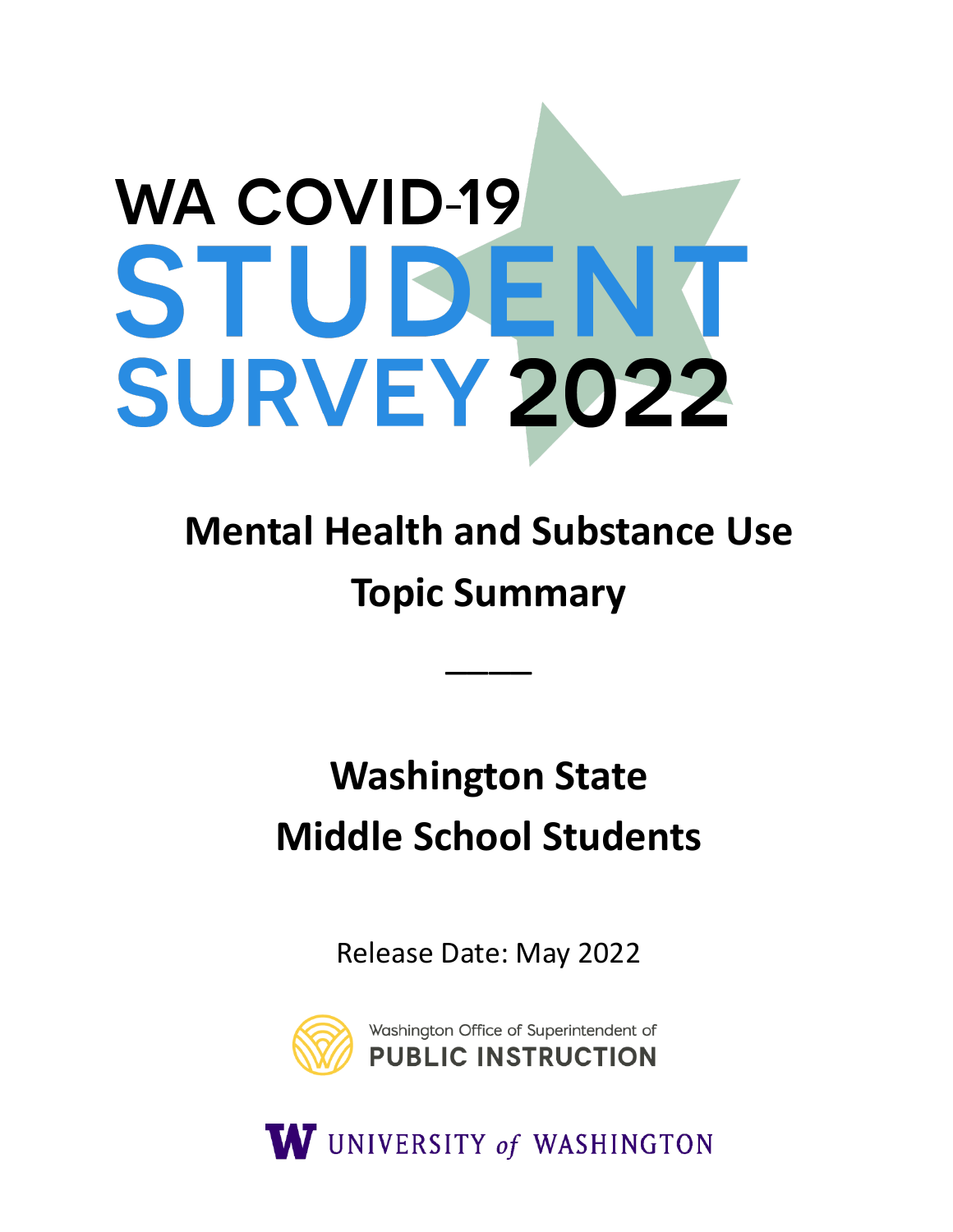# WA COVID-19 STUDENT SURVEY 2022

## Mental Health and Substance Use Topic Summary

---

## Washington State Middle School Students

Release Date: May 2022

Washington Office of Superintendent of PUBLIC INSTRUCTION

UNIVERSITY of WASHINGTON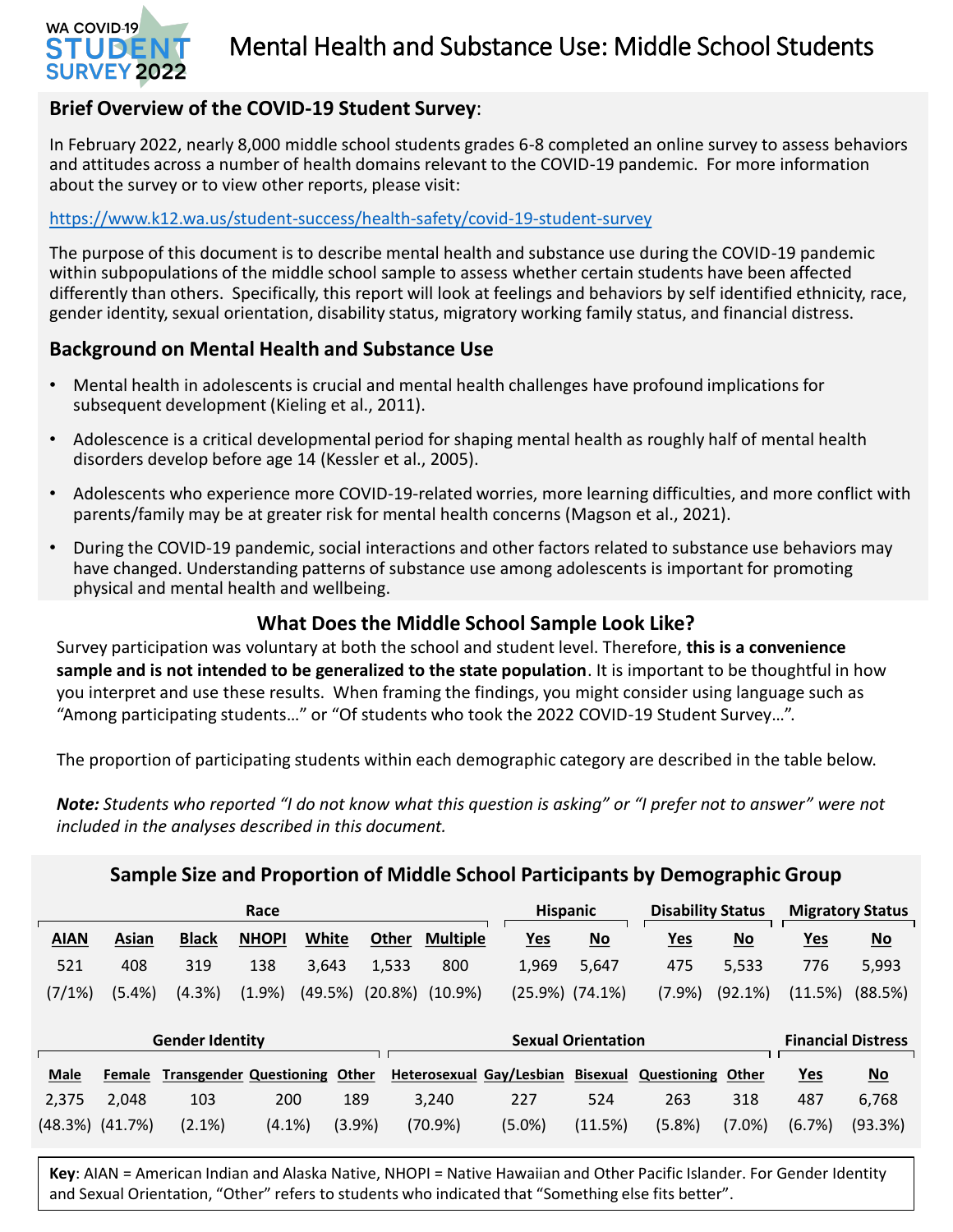# Mental Health and Substance Use: Middle School Students

WA COVID-19 STUDENT SURVEY 2022

## Brief Overview of the COVID-19 Student Survey:

In February 2022, nearly 8,000 middle school students grades 6-8 completed an online survey to assess behaviors and attitudes across a number of health domains relevant to the COVID-19 pandemic. For more information about the survey or to view other reports, please visit:

https://www.k12.wa.us/student-success/health-safety/covid-19-student-survey

The purpose of this document is to describe mental health and substance use during the COVID-19 pandemic within subpopulations of the middle school sample to assess whether certain students have been affected differently than others. Specifically, this report will look at feelings and behaviors by self identified ethnicity, race, gender identity, sexual orientation, disability status, migratory working family status, and financial distress.

## Background on Mental Health and Substance Use

- Mental health in adolescents is crucial and mental health challenges have profound implications for subsequent development (Kieling et al., 2011).
- Adolescence is a critical developmental period for shaping mental health as roughly half of mental health disorders develop before age 14 (Kessler et al., 2005).
- Adolescents who experience more COVID-19-related worries, more learning difficulties, and more conflict with parents/family may be at greater risk for mental health concerns (Magson et al., 2021).
- During the COVID-19 pandemic, social interactions and other factors related to substance use behaviors may have changed. Understanding patterns of substance use among adolescents is important for promoting physical and mental health and wellbeing.

## What Does the Middle School Sample Look Like?

Survey participation was voluntary at both the school and student level. Therefore, **this is a convenience sample and is not intended to be generalized to the state population**. It is important to be thoughtful in how you interpret and use these results. When framing the findings, you might consider using language such as "Among participating students…" or "Of students who took the 2022 COVID-19 Student Survey…".

The proportion of participating students within each demographic category are described in the table below.

***Note:*** *Students who reported "I do not know what this question is asking" or "I prefer not to answer" were not included in the analyses described in this document.*

### Sample Size and Proportion of Middle School Participants by Demographic Group

| Race | | | | | | | Hispanic | | Disability Status | | Migratory Status | |
|---|---|---|---|---|---|---|---|---|---|---|---|---|
| AIAN | Asian | Black | NHOPI | White | Other | Multiple | Yes | No | Yes | No | Yes | No |
| 521 | 408 | 319 | 138 | 3,643 | 1,533 | 800 | 1,969 | 5,647 | 475 | 5,533 | 776 | 5,993 |
| (7/1%) | (5.4%) | (4.3%) | (1.9%) | (49.5%) | (20.8%) | (10.9%) | (25.9%) | (74.1%) | (7.9%) | (92.1%) | (11.5%) | (88.5%) |

| Gender Identity | | | | | Sexual Orientation | | | | | Financial Distress | |
|---|---|---|---|---|---|---|---|---|---|---|---|
| Male | Female | Transgender | Questioning | Other | Heterosexual | Gay/Lesbian | Bisexual | Questioning | Other | Yes | No |
| 2,375 | 2,048 | 103 | 200 | 189 | 3,240 | 227 | 524 | 263 | 318 | 487 | 6,768 |
| (48.3%) | (41.7%) | (2.1%) | (4.1%) | (3.9%) | (70.9%) | (5.0%) | (11.5%) | (5.8%) | (7.0%) | (6.7%) | (93.3%) |

**Key**: AIAN = American Indian and Alaska Native, NHOPI = Native Hawaiian and Other Pacific Islander. For Gender Identity and Sexual Orientation, "Other" refers to students who indicated that "Something else fits better".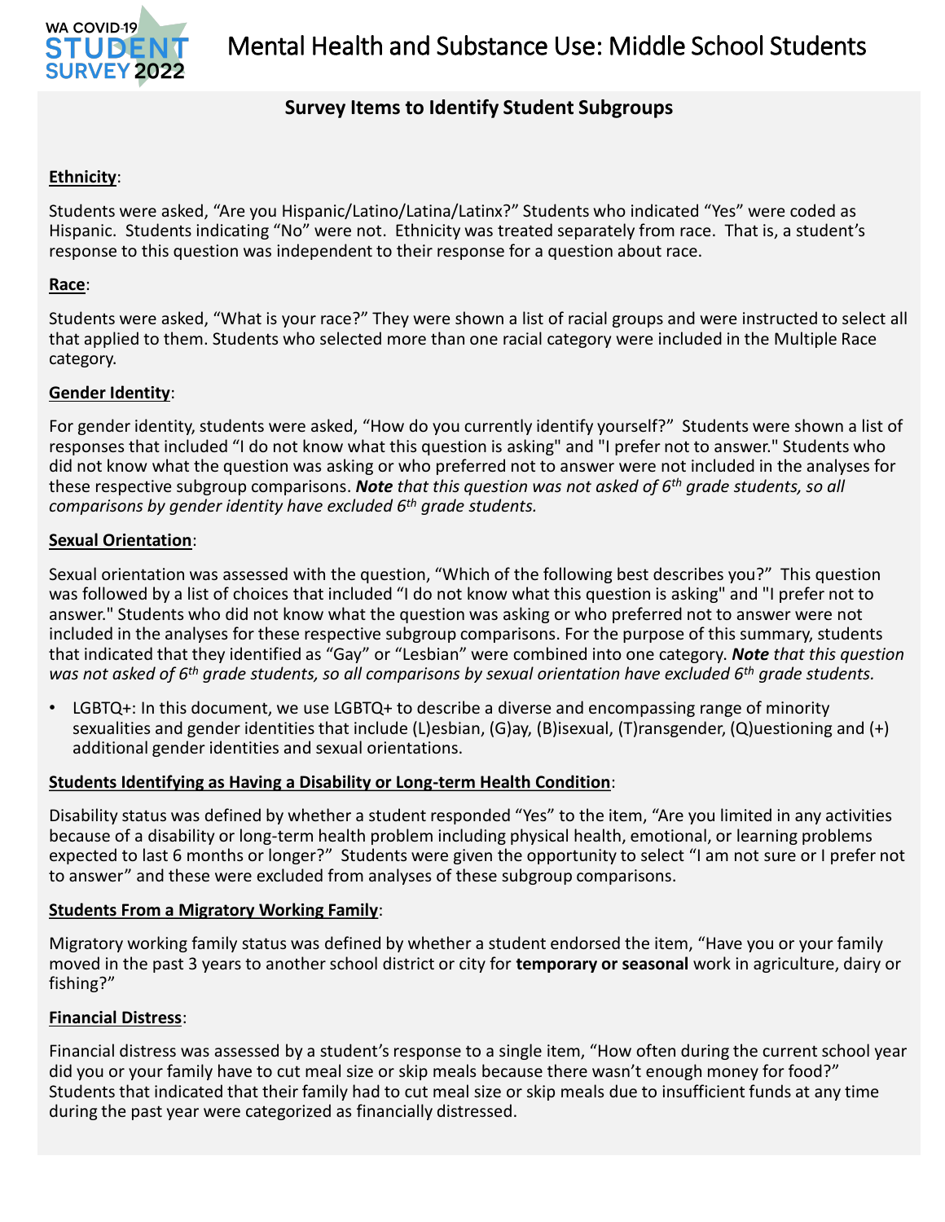# Mental Health and Substance Use: Middle School Students

## Survey Items to Identify Student Subgroups

**Ethnicity**:

Students were asked, "Are you Hispanic/Latino/Latina/Latinx?" Students who indicated "Yes" were coded as Hispanic. Students indicating "No" were not. Ethnicity was treated separately from race. That is, a student's response to this question was independent to their response for a question about race.

**Race**:

Students were asked, "What is your race?" They were shown a list of racial groups and were instructed to select all that applied to them. Students who selected more than one racial category were included in the Multiple Race category.

**Gender Identity**:

For gender identity, students were asked, "How do you currently identify yourself?" Students were shown a list of responses that included "I do not know what this question is asking" and "I prefer not to answer." Students who did not know what the question was asking or who preferred not to answer were not included in the analyses for these respective subgroup comparisons. ***Note** that this question was not asked of 6th grade students, so all comparisons by gender identity have excluded 6th grade students.*

**Sexual Orientation**:

Sexual orientation was assessed with the question, "Which of the following best describes you?" This question was followed by a list of choices that included "I do not know what this question is asking" and "I prefer not to answer." Students who did not know what the question was asking or who preferred not to answer were not included in the analyses for these respective subgroup comparisons. For the purpose of this summary, students that indicated that they identified as "Gay" or "Lesbian" were combined into one category. ***Note** that this question was not asked of 6th grade students, so all comparisons by sexual orientation have excluded 6th grade students.*

- LGBTQ+: In this document, we use LGBTQ+ to describe a diverse and encompassing range of minority sexualities and gender identities that include (L)esbian, (G)ay, (B)isexual, (T)ransgender, (Q)uestioning and (+) additional gender identities and sexual orientations.

**Students Identifying as Having a Disability or Long-term Health Condition**:

Disability status was defined by whether a student responded "Yes" to the item, "Are you limited in any activities because of a disability or long-term health problem including physical health, emotional, or learning problems expected to last 6 months or longer?" Students were given the opportunity to select "I am not sure or I prefer not to answer" and these were excluded from analyses of these subgroup comparisons.

**Students From a Migratory Working Family**:

Migratory working family status was defined by whether a student endorsed the item, "Have you or your family moved in the past 3 years to another school district or city for **temporary or seasonal** work in agriculture, dairy or fishing?"

**Financial Distress**:

Financial distress was assessed by a student's response to a single item, "How often during the current school year did you or your family have to cut meal size or skip meals because there wasn't enough money for food?" Students that indicated that their family had to cut meal size or skip meals due to insufficient funds at any time during the past year were categorized as financially distressed.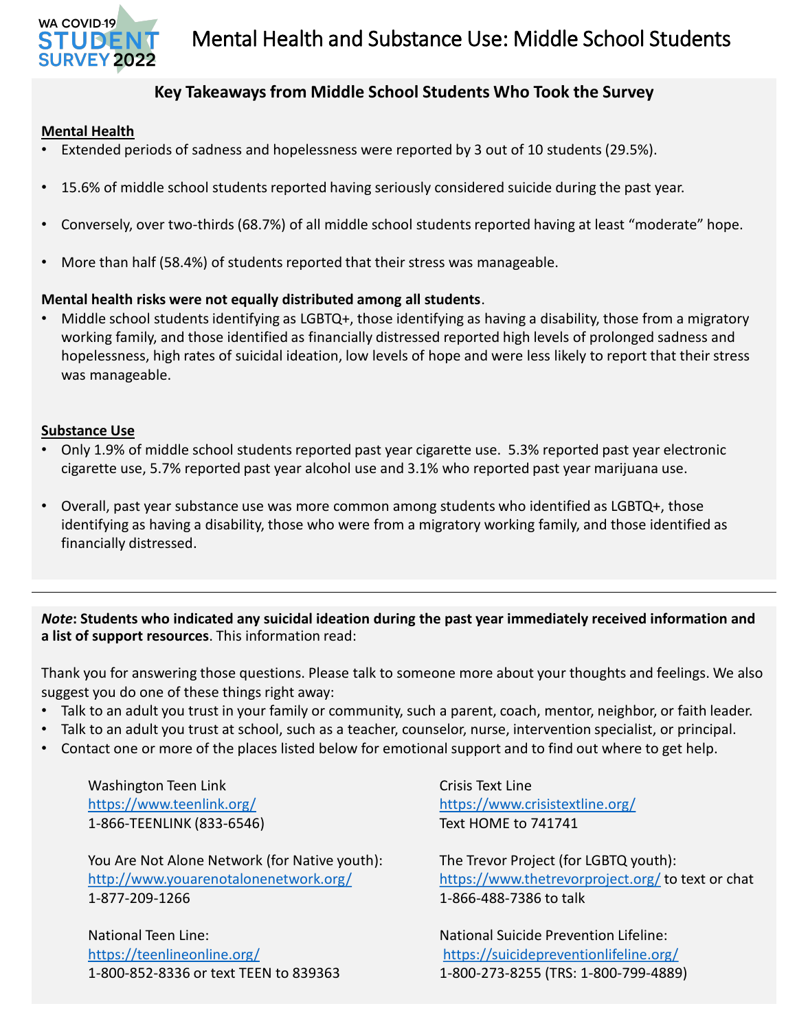# Mental Health and Substance Use: Middle School Students

## Key Takeaways from Middle School Students Who Took the Survey

**Mental Health**

- Extended periods of sadness and hopelessness were reported by 3 out of 10 students (29.5%).
- 15.6% of middle school students reported having seriously considered suicide during the past year.
- Conversely, over two-thirds (68.7%) of all middle school students reported having at least "moderate" hope.
- More than half (58.4%) of students reported that their stress was manageable.

**Mental health risks were not equally distributed among all students**.

- Middle school students identifying as LGBTQ+, those identifying as having a disability, those from a migratory working family, and those identified as financially distressed reported high levels of prolonged sadness and hopelessness, high rates of suicidal ideation, low levels of hope and were less likely to report that their stress was manageable.

**Substance Use**

- Only 1.9% of middle school students reported past year cigarette use. 5.3% reported past year electronic cigarette use, 5.7% reported past year alcohol use and 3.1% who reported past year marijuana use.
- Overall, past year substance use was more common among students who identified as LGBTQ+, those identifying as having a disability, those who were from a migratory working family, and those identified as financially distressed.

---

***Note*: Students who indicated any suicidal ideation during the past year immediately received information and a list of support resources**. This information read:

Thank you for answering those questions. Please talk to someone more about your thoughts and feelings. We also suggest you do one of these things right away:

- Talk to an adult you trust in your family or community, such a parent, coach, mentor, neighbor, or faith leader.
- Talk to an adult you trust at school, such as a teacher, counselor, nurse, intervention specialist, or principal.
- Contact one or more of the places listed below for emotional support and to find out where to get help.

Washington Teen Link
https://www.teenlink.org/
1-866-TEENLINK (833-6546)

You Are Not Alone Network (for Native youth):
http://www.youarenotalonenetwork.org/
1-877-209-1266

National Teen Line:
https://teenlineonline.org/
1-800-852-8336 or text TEEN to 839363

Crisis Text Line
https://www.crisistextline.org/
Text HOME to 741741

The Trevor Project (for LGBTQ youth):
https://www.thetrevorproject.org/ to text or chat
1-866-488-7386 to talk

National Suicide Prevention Lifeline:
https://suicidepreventionlifeline.org/
1-800-273-8255 (TRS: 1-800-799-4889)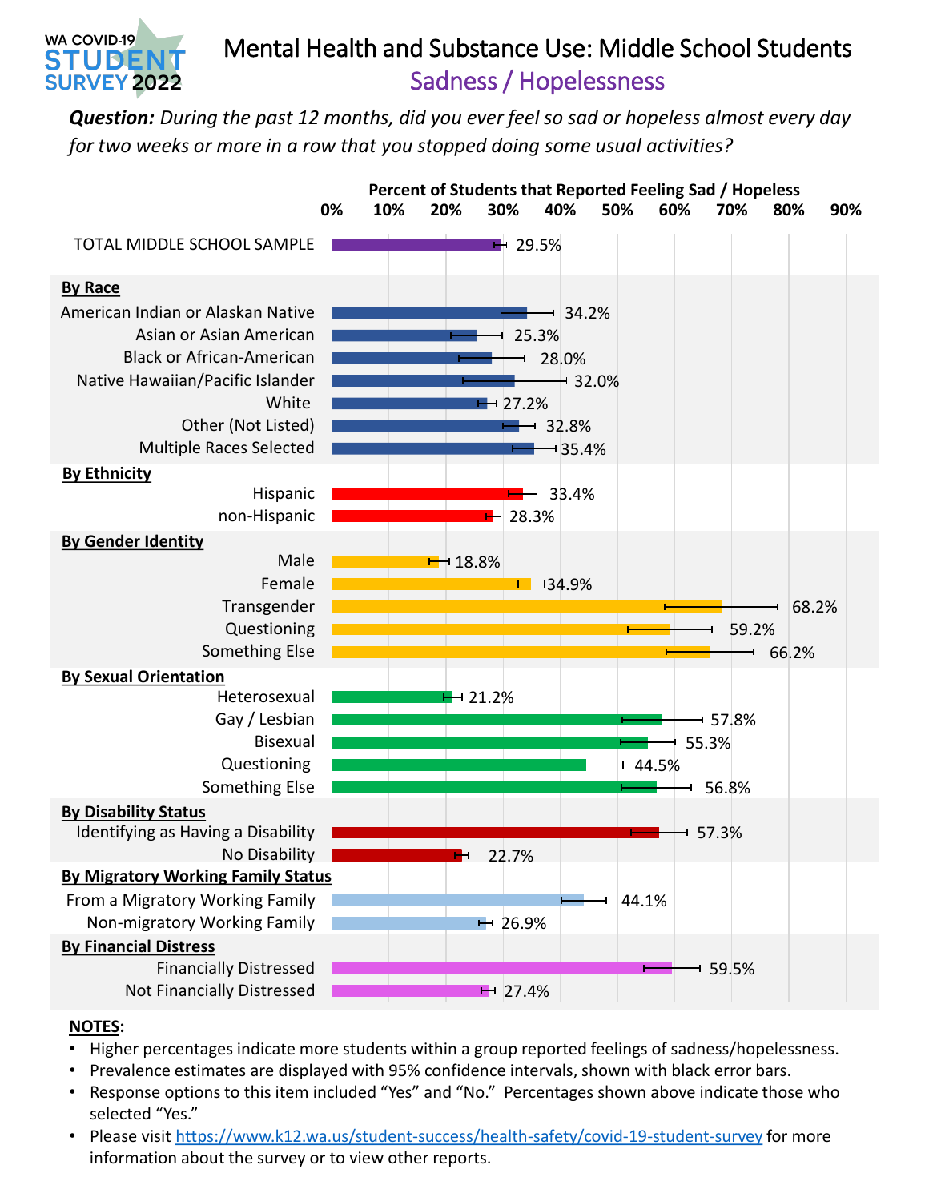WA COVID-19 STUDENT SURVEY 2022

# Mental Health and Substance Use: Middle School Students

## Sadness / Hopelessness

***Question:*** *During the past 12 months, did you ever feel so sad or hopeless almost every day for two weeks or more in a row that you stopped doing some usual activities?*

**Percent of Students that Reported Feeling Sad / Hopeless**

| Group | Percent |
|---|---|
| TOTAL MIDDLE SCHOOL SAMPLE | 29.5% |
| **By Race** | |
| American Indian or Alaskan Native | 34.2% |
| Asian or Asian American | 25.3% |
| Black or African-American | 28.0% |
| Native Hawaiian/Pacific Islander | 32.0% |
| White | 27.2% |
| Other (Not Listed) | 32.8% |
| Multiple Races Selected | 35.4% |
| **By Ethnicity** | |
| Hispanic | 33.4% |
| non-Hispanic | 28.3% |
| **By Gender Identity** | |
| Male | 18.8% |
| Female | 34.9% |
| Transgender | 68.2% |
| Questioning | 59.2% |
| Something Else | 66.2% |
| **By Sexual Orientation** | |
| Heterosexual | 21.2% |
| Gay / Lesbian | 57.8% |
| Bisexual | 55.3% |
| Questioning | 44.5% |
| Something Else | 56.8% |
| **By Disability Status** | |
| Identifying as Having a Disability | 57.3% |
| No Disability | 22.7% |
| **By Migratory Working Family Status** | |
| From a Migratory Working Family | 44.1% |
| Non-migratory Working Family | 26.9% |
| **By Financial Distress** | |
| Financially Distressed | 59.5% |
| Not Financially Distressed | 27.4% |

**NOTES:**

- Higher percentages indicate more students within a group reported feelings of sadness/hopelessness.
- Prevalence estimates are displayed with 95% confidence intervals, shown with black error bars.
- Response options to this item included "Yes" and "No." Percentages shown above indicate those who selected "Yes."
- Please visit https://www.k12.wa.us/student-success/health-safety/covid-19-student-survey for more information about the survey or to view other reports.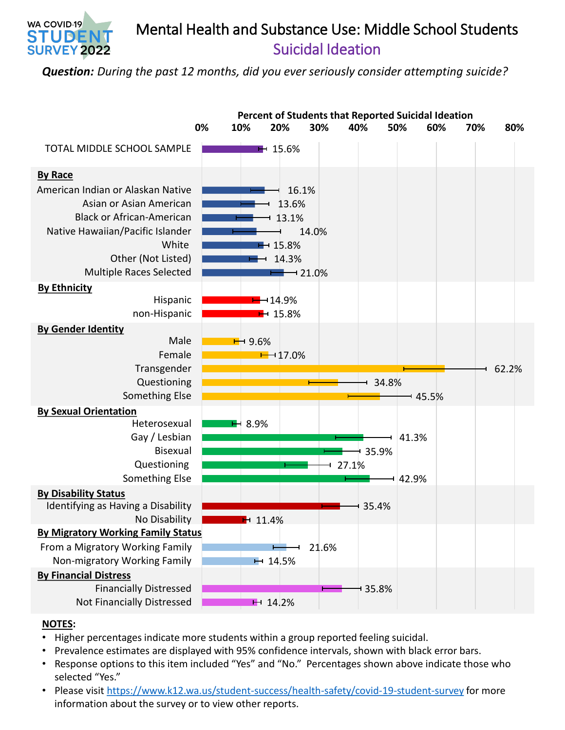WA COVID-19 STUDENT SURVEY 2022

# Mental Health and Substance Use: Middle School Students

## Suicidal Ideation

***Question:*** *During the past 12 months, did you ever seriously consider attempting suicide?*

**Percent of Students that Reported Suicidal Ideation**

| Group | Percent |
|---|---|
| TOTAL MIDDLE SCHOOL SAMPLE | 15.6% |
| **By Race** | |
| American Indian or Alaskan Native | 16.1% |
| Asian or Asian American | 13.6% |
| Black or African-American | 13.1% |
| Native Hawaiian/Pacific Islander | 14.0% |
| White | 15.8% |
| Other (Not Listed) | 14.3% |
| Multiple Races Selected | 21.0% |
| **By Ethnicity** | |
| Hispanic | 14.9% |
| non-Hispanic | 15.8% |
| **By Gender Identity** | |
| Male | 9.6% |
| Female | 17.0% |
| Transgender | 62.2% |
| Questioning | 34.8% |
| Something Else | 45.5% |
| **By Sexual Orientation** | |
| Heterosexual | 8.9% |
| Gay / Lesbian | 41.3% |
| Bisexual | 35.9% |
| Questioning | 27.1% |
| Something Else | 42.9% |
| **By Disability Status** | |
| Identifying as Having a Disability | 35.4% |
| No Disability | 11.4% |
| **By Migratory Working Family Status** | |
| From a Migratory Working Family | 21.6% |
| Non-migratory Working Family | 14.5% |
| **By Financial Distress** | |
| Financially Distressed | 35.8% |
| Not Financially Distressed | 14.2% |

**NOTES:**

- Higher percentages indicate more students within a group reported feeling suicidal.
- Prevalence estimates are displayed with 95% confidence intervals, shown with black error bars.
- Response options to this item included "Yes" and "No." Percentages shown above indicate those who selected "Yes."
- Please visit https://www.k12.wa.us/student-success/health-safety/covid-19-student-survey for more information about the survey or to view other reports.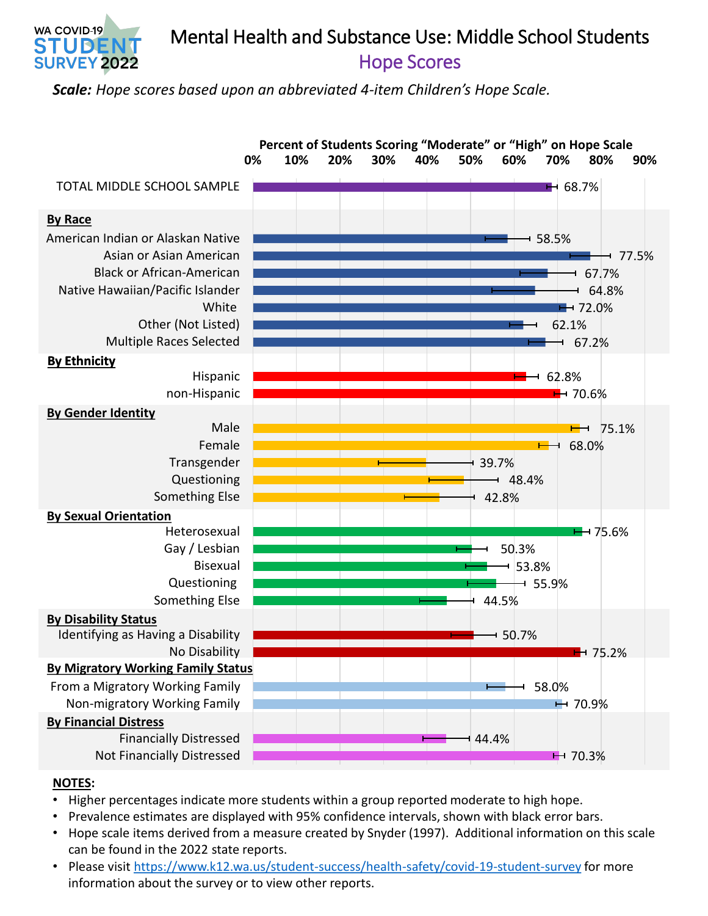# Mental Health and Substance Use: Middle School Students

## Hope Scores

***Scale:** Hope scores based upon an abbreviated 4-item Children's Hope Scale.*

**Percent of Students Scoring "Moderate" or "High" on Hope Scale**

| Group | Percent |
|---|---|
| TOTAL MIDDLE SCHOOL SAMPLE | 68.7% |
| **By Race** | |
| American Indian or Alaskan Native | 58.5% |
| Asian or Asian American | 77.5% |
| Black or African-American | 67.7% |
| Native Hawaiian/Pacific Islander | 64.8% |
| White | 72.0% |
| Other (Not Listed) | 62.1% |
| Multiple Races Selected | 67.2% |
| **By Ethnicity** | |
| Hispanic | 62.8% |
| non-Hispanic | 70.6% |
| **By Gender Identity** | |
| Male | 75.1% |
| Female | 68.0% |
| Transgender | 39.7% |
| Questioning | 48.4% |
| Something Else | 42.8% |
| **By Sexual Orientation** | |
| Heterosexual | 75.6% |
| Gay / Lesbian | 50.3% |
| Bisexual | 53.8% |
| Questioning | 55.9% |
| Something Else | 44.5% |
| **By Disability Status** | |
| Identifying as Having a Disability | 50.7% |
| No Disability | 75.2% |
| **By Migratory Working Family Status** | |
| From a Migratory Working Family | 58.0% |
| Non-migratory Working Family | 70.9% |
| **By Financial Distress** | |
| Financially Distressed | 44.4% |
| Not Financially Distressed | 70.3% |

**NOTES:**

- Higher percentages indicate more students within a group reported moderate to high hope.
- Prevalence estimates are displayed with 95% confidence intervals, shown with black error bars.
- Hope scale items derived from a measure created by Snyder (1997). Additional information on this scale can be found in the 2022 state reports.
- Please visit https://www.k12.wa.us/student-success/health-safety/covid-19-student-survey for more information about the survey or to view other reports.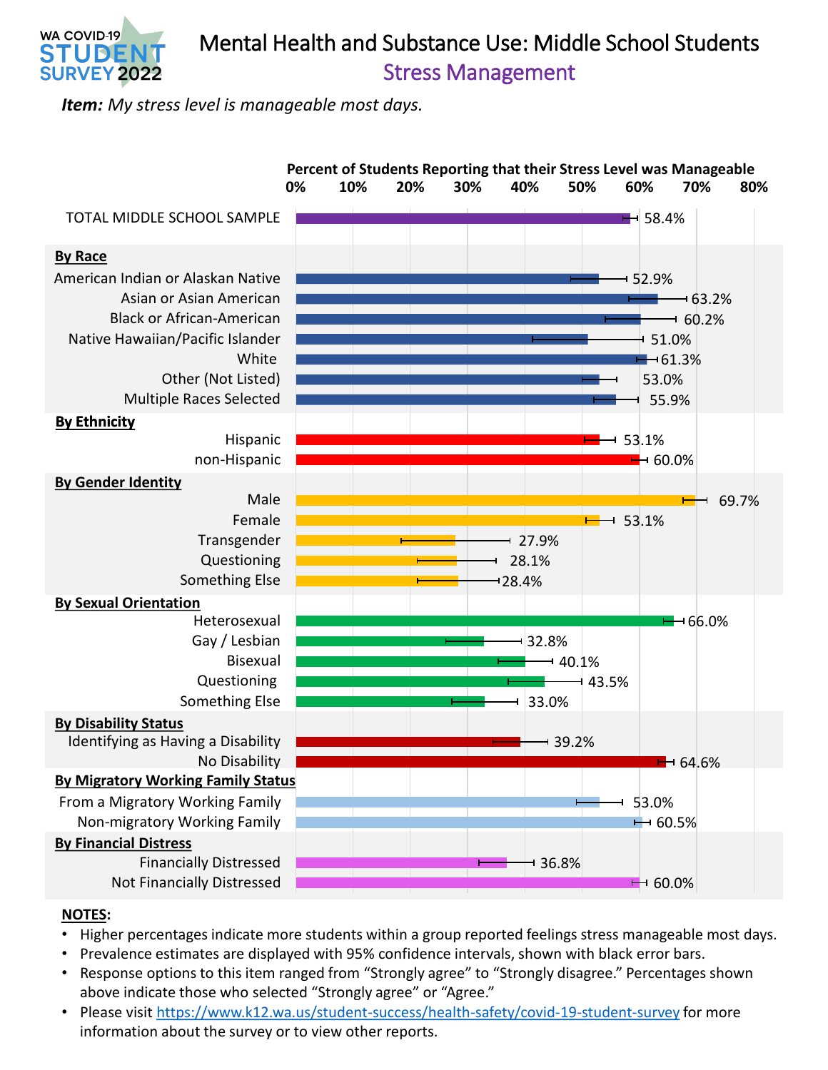WA COVID-19 STUDENT SURVEY 2022

# Mental Health and Substance Use: Middle School Students

## Stress Management

***Item:*** *My stress level is manageable most days.*

**Percent of Students Reporting that their Stress Level was Manageable**

| Group | Percent |
|---|---|
| TOTAL MIDDLE SCHOOL SAMPLE | 58.4% |
| **By Race** | |
| American Indian or Alaskan Native | 52.9% |
| Asian or Asian American | 63.2% |
| Black or African-American | 60.2% |
| Native Hawaiian/Pacific Islander | 51.0% |
| White | 61.3% |
| Other (Not Listed) | 53.0% |
| Multiple Races Selected | 55.9% |
| **By Ethnicity** | |
| Hispanic | 53.1% |
| non-Hispanic | 60.0% |
| **By Gender Identity** | |
| Male | 69.7% |
| Female | 53.1% |
| Transgender | 27.9% |
| Questioning | 28.1% |
| Something Else | 28.4% |
| **By Sexual Orientation** | |
| Heterosexual | 66.0% |
| Gay / Lesbian | 32.8% |
| Bisexual | 40.1% |
| Questioning | 43.5% |
| Something Else | 33.0% |
| **By Disability Status** | |
| Identifying as Having a Disability | 39.2% |
| No Disability | 64.6% |
| **By Migratory Working Family Status** | |
| From a Migratory Working Family | 53.0% |
| Non-migratory Working Family | 60.5% |
| **By Financial Distress** | |
| Financially Distressed | 36.8% |
| Not Financially Distressed | 60.0% |

**NOTES:**

- Higher percentages indicate more students within a group reported feelings stress manageable most days.
- Prevalence estimates are displayed with 95% confidence intervals, shown with black error bars.
- Response options to this item ranged from "Strongly agree" to "Strongly disagree." Percentages shown above indicate those who selected "Strongly agree" or "Agree."
- Please visit https://www.k12.wa.us/student-success/health-safety/covid-19-student-survey for more information about the survey or to view other reports.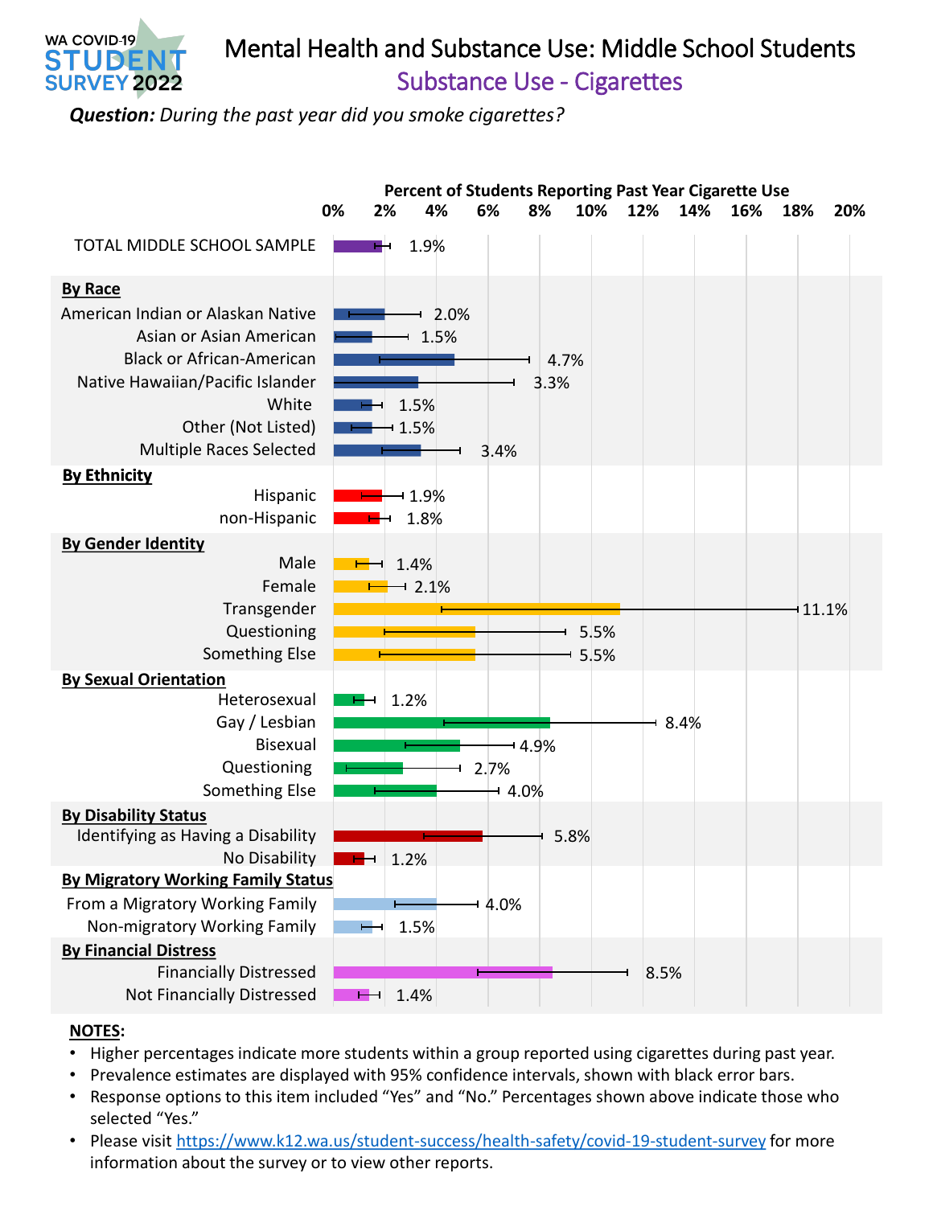WA COVID-19 STUDENT SURVEY 2022

# Mental Health and Substance Use: Middle School Students

## Substance Use - Cigarettes

***Question:*** *During the past year did you smoke cigarettes?*

**Percent of Students Reporting Past Year Cigarette Use**

| Group | Percent |
|---|---|
| TOTAL MIDDLE SCHOOL SAMPLE | 1.9% |
| **By Race** | |
| American Indian or Alaskan Native | 2.0% |
| Asian or Asian American | 1.5% |
| Black or African-American | 4.7% |
| Native Hawaiian/Pacific Islander | 3.3% |
| White | 1.5% |
| Other (Not Listed) | 1.5% |
| Multiple Races Selected | 3.4% |
| **By Ethnicity** | |
| Hispanic | 1.9% |
| non-Hispanic | 1.8% |
| **By Gender Identity** | |
| Male | 1.4% |
| Female | 2.1% |
| Transgender | 11.1% |
| Questioning | 5.5% |
| Something Else | 5.5% |
| **By Sexual Orientation** | |
| Heterosexual | 1.2% |
| Gay / Lesbian | 8.4% |
| Bisexual | 4.9% |
| Questioning | 2.7% |
| Something Else | 4.0% |
| **By Disability Status** | |
| Identifying as Having a Disability | 5.8% |
| No Disability | 1.2% |
| **By Migratory Working Family Status** | |
| From a Migratory Working Family | 4.0% |
| Non-migratory Working Family | 1.5% |
| **By Financial Distress** | |
| Financially Distressed | 8.5% |
| Not Financially Distressed | 1.4% |

**NOTES:**

- Higher percentages indicate more students within a group reported using cigarettes during past year.
- Prevalence estimates are displayed with 95% confidence intervals, shown with black error bars.
- Response options to this item included "Yes" and "No." Percentages shown above indicate those who selected "Yes."
- Please visit https://www.k12.wa.us/student-success/health-safety/covid-19-student-survey for more information about the survey or to view other reports.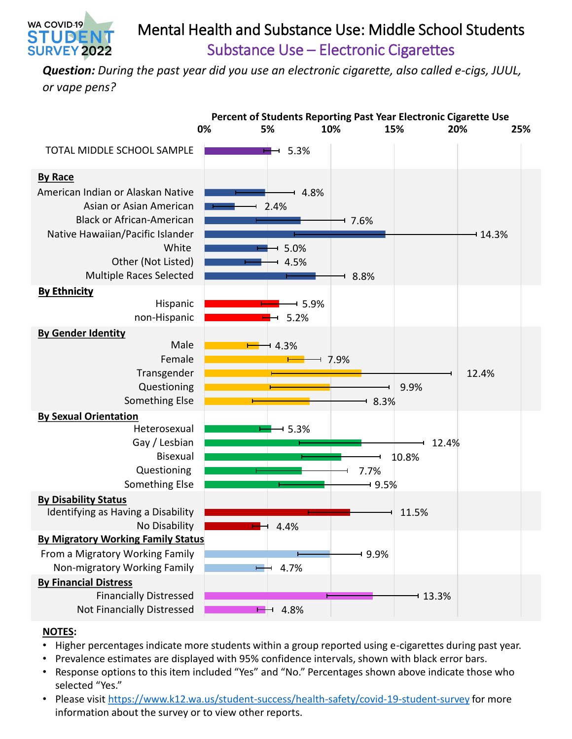WA COVID-19 STUDENT SURVEY 2022

# Mental Health and Substance Use: Middle School Students

## Substance Use – Electronic Cigarettes

***Question:*** *During the past year did you use an electronic cigarette, also called e-cigs, JUUL, or vape pens?*

**Percent of Students Reporting Past Year Electronic Cigarette Use**

| Group | Percent |
|---|---|
| TOTAL MIDDLE SCHOOL SAMPLE | 5.3% |
| **By Race** | |
| American Indian or Alaskan Native | 4.8% |
| Asian or Asian American | 2.4% |
| Black or African-American | 7.6% |
| Native Hawaiian/Pacific Islander | 14.3% |
| White | 5.0% |
| Other (Not Listed) | 4.5% |
| Multiple Races Selected | 8.8% |
| **By Ethnicity** | |
| Hispanic | 5.9% |
| non-Hispanic | 5.2% |
| **By Gender Identity** | |
| Male | 4.3% |
| Female | 7.9% |
| Transgender | 12.4% |
| Questioning | 9.9% |
| Something Else | 8.3% |
| **By Sexual Orientation** | |
| Heterosexual | 5.3% |
| Gay / Lesbian | 12.4% |
| Bisexual | 10.8% |
| Questioning | 7.7% |
| Something Else | 9.5% |
| **By Disability Status** | |
| Identifying as Having a Disability | 11.5% |
| No Disability | 4.4% |
| **By Migratory Working Family Status** | |
| From a Migratory Working Family | 9.9% |
| Non-migratory Working Family | 4.7% |
| **By Financial Distress** | |
| Financially Distressed | 13.3% |
| Not Financially Distressed | 4.8% |

**NOTES:**

- Higher percentages indicate more students within a group reported using e-cigarettes during past year.
- Prevalence estimates are displayed with 95% confidence intervals, shown with black error bars.
- Response options to this item included "Yes" and "No." Percentages shown above indicate those who selected "Yes."
- Please visit https://www.k12.wa.us/student-success/health-safety/covid-19-student-survey for more information about the survey or to view other reports.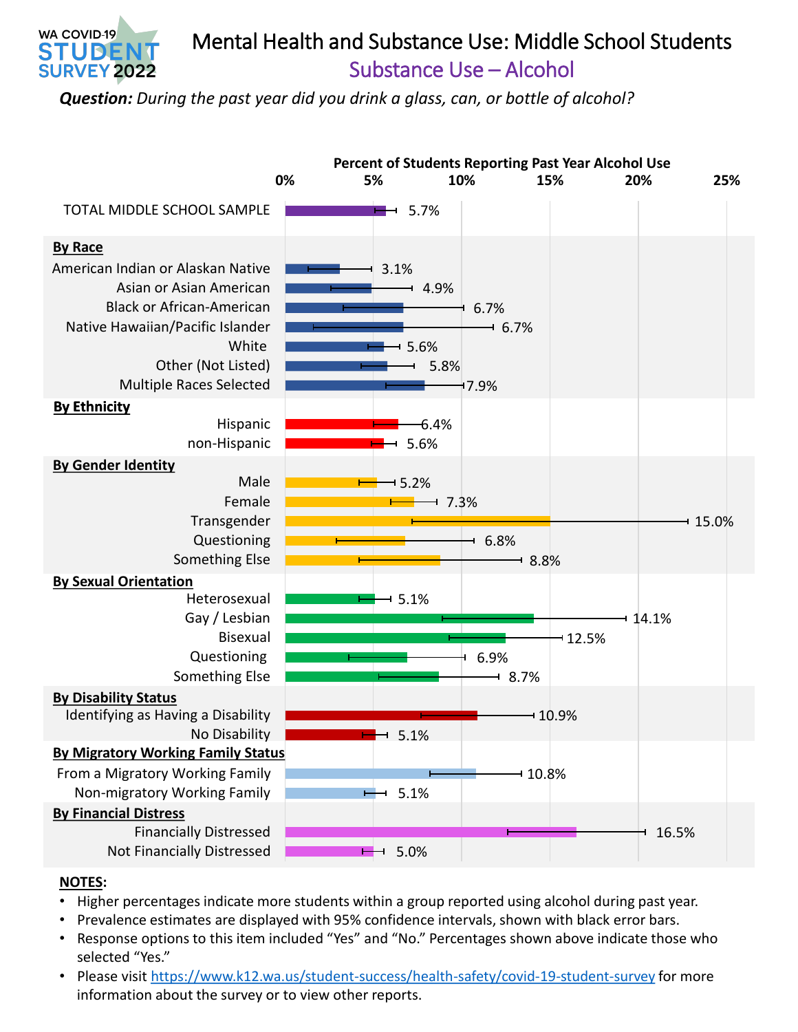WA COVID-19 STUDENT SURVEY 2022

# Mental Health and Substance Use: Middle School Students

## Substance Use – Alcohol

***Question:*** *During the past year did you drink a glass, can, or bottle of alcohol?*

**Percent of Students Reporting Past Year Alcohol Use**

| Group | Percent |
|---|---|
| TOTAL MIDDLE SCHOOL SAMPLE | 5.7% |
| **By Race** | |
| American Indian or Alaskan Native | 3.1% |
| Asian or Asian American | 4.9% |
| Black or African-American | 6.7% |
| Native Hawaiian/Pacific Islander | 6.7% |
| White | 5.6% |
| Other (Not Listed) | 5.8% |
| Multiple Races Selected | 7.9% |
| **By Ethnicity** | |
| Hispanic | 6.4% |
| non-Hispanic | 5.6% |
| **By Gender Identity** | |
| Male | 5.2% |
| Female | 7.3% |
| Transgender | 15.0% |
| Questioning | 6.8% |
| Something Else | 8.8% |
| **By Sexual Orientation** | |
| Heterosexual | 5.1% |
| Gay / Lesbian | 14.1% |
| Bisexual | 12.5% |
| Questioning | 6.9% |
| Something Else | 8.7% |
| **By Disability Status** | |
| Identifying as Having a Disability | 10.9% |
| No Disability | 5.1% |
| **By Migratory Working Family Status** | |
| From a Migratory Working Family | 10.8% |
| Non-migratory Working Family | 5.1% |
| **By Financial Distress** | |
| Financially Distressed | 16.5% |
| Not Financially Distressed | 5.0% |

**NOTES:**

- Higher percentages indicate more students within a group reported using alcohol during past year.
- Prevalence estimates are displayed with 95% confidence intervals, shown with black error bars.
- Response options to this item included "Yes" and "No." Percentages shown above indicate those who selected "Yes."
- Please visit https://www.k12.wa.us/student-success/health-safety/covid-19-student-survey for more information about the survey or to view other reports.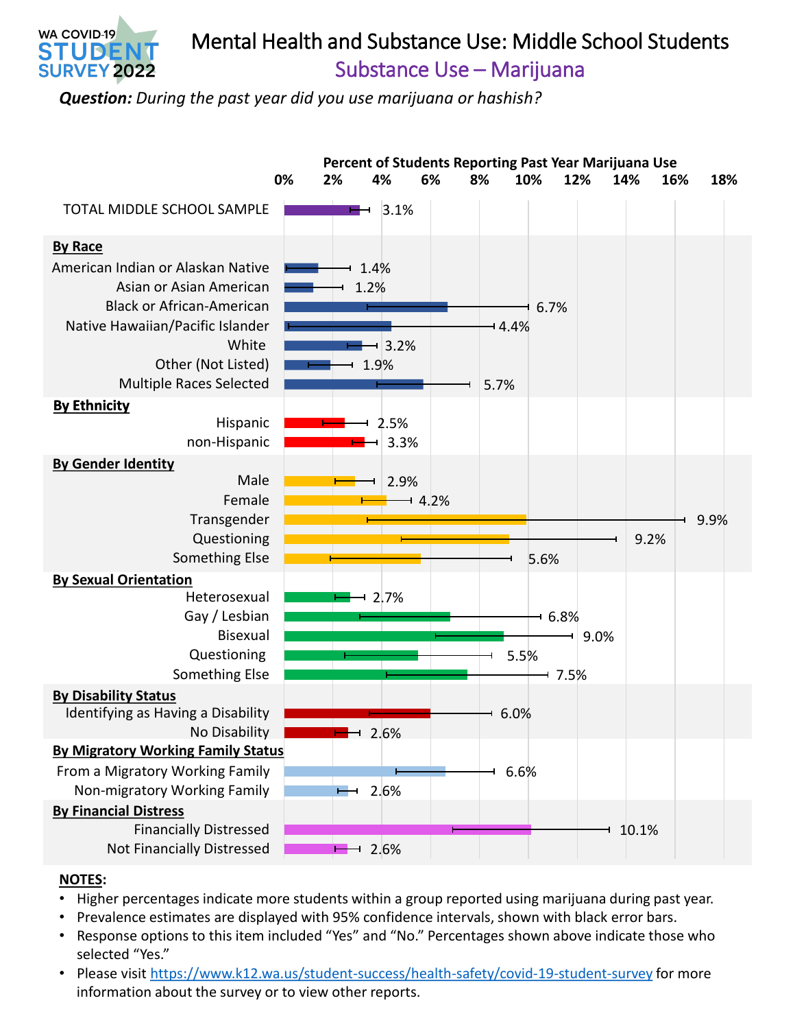WA COVID-19 STUDENT SURVEY 2022

# Mental Health and Substance Use: Middle School Students

## Substance Use – Marijuana

***Question:*** *During the past year did you use marijuana or hashish?*

**Percent of Students Reporting Past Year Marijuana Use**

| Group | Percent |
|---|---|
| TOTAL MIDDLE SCHOOL SAMPLE | 3.1% |
| **By Race** | |
| American Indian or Alaskan Native | 1.4% |
| Asian or Asian American | 1.2% |
| Black or African-American | 6.7% |
| Native Hawaiian/Pacific Islander | 4.4% |
| White | 3.2% |
| Other (Not Listed) | 1.9% |
| Multiple Races Selected | 5.7% |
| **By Ethnicity** | |
| Hispanic | 2.5% |
| non-Hispanic | 3.3% |
| **By Gender Identity** | |
| Male | 2.9% |
| Female | 4.2% |
| Transgender | 9.9% |
| Questioning | 9.2% |
| Something Else | 5.6% |
| **By Sexual Orientation** | |
| Heterosexual | 2.7% |
| Gay / Lesbian | 6.8% |
| Bisexual | 9.0% |
| Questioning | 5.5% |
| Something Else | 7.5% |
| **By Disability Status** | |
| Identifying as Having a Disability | 6.0% |
| No Disability | 2.6% |
| **By Migratory Working Family Status** | |
| From a Migratory Working Family | 6.6% |
| Non-migratory Working Family | 2.6% |
| **By Financial Distress** | |
| Financially Distressed | 10.1% |
| Not Financially Distressed | 2.6% |

**NOTES:**

- Higher percentages indicate more students within a group reported using marijuana during past year.
- Prevalence estimates are displayed with 95% confidence intervals, shown with black error bars.
- Response options to this item included "Yes" and "No." Percentages shown above indicate those who selected "Yes."
- Please visit https://www.k12.wa.us/student-success/health-safety/covid-19-student-survey for more information about the survey or to view other reports.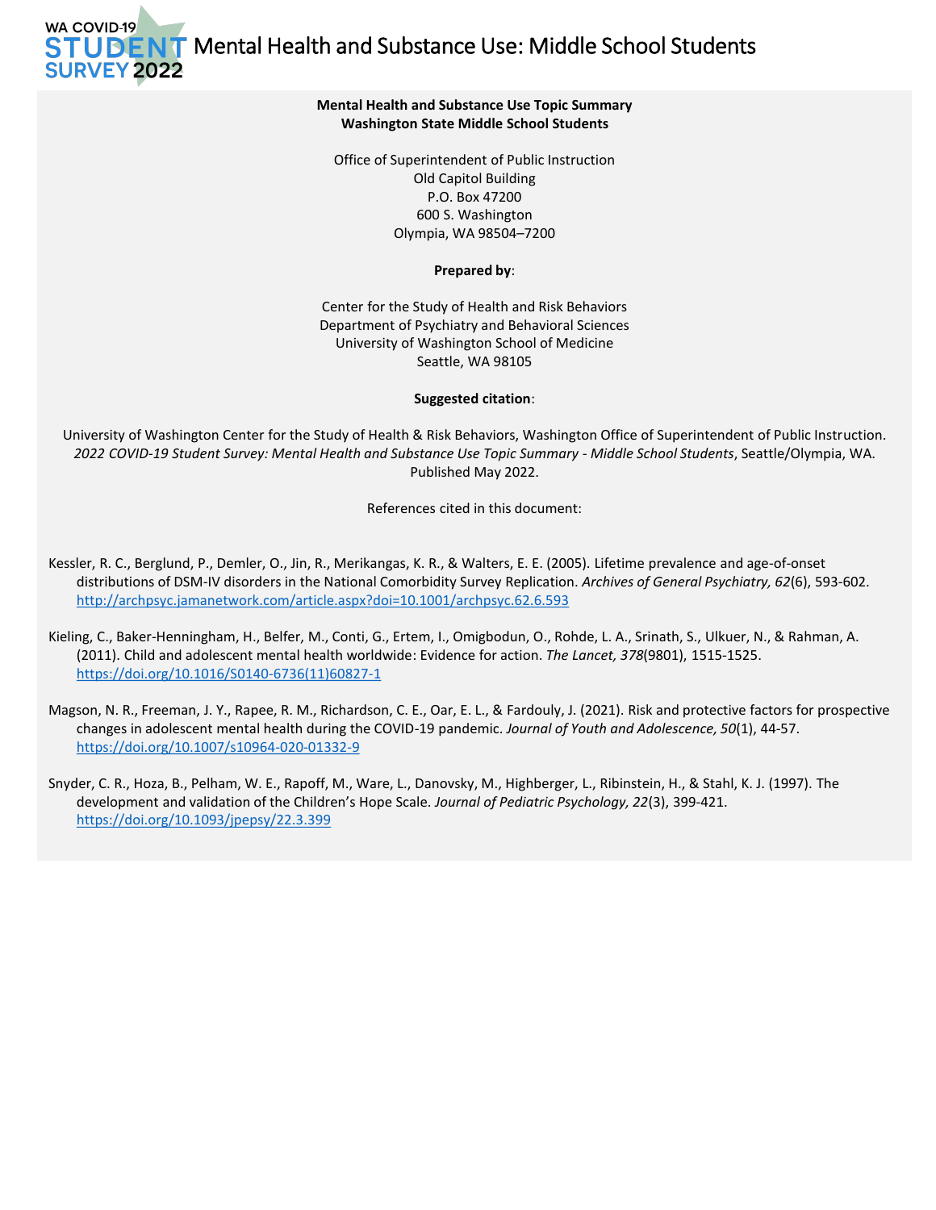**Mental Health and Substance Use Topic Summary**
**Washington State Middle School Students**

Office of Superintendent of Public Instruction
Old Capitol Building
P.O. Box 47200
600 S. Washington
Olympia, WA 98504–7200

**Prepared by**:

Center for the Study of Health and Risk Behaviors
Department of Psychiatry and Behavioral Sciences
University of Washington School of Medicine
Seattle, WA 98105

**Suggested citation**:

University of Washington Center for the Study of Health & Risk Behaviors, Washington Office of Superintendent of Public Instruction. *2022 COVID-19 Student Survey: Mental Health and Substance Use Topic Summary - Middle School Students*, Seattle/Olympia, WA. Published May 2022.

References cited in this document:

Kessler, R. C., Berglund, P., Demler, O., Jin, R., Merikangas, K. R., & Walters, E. E. (2005). Lifetime prevalence and age-of-onset distributions of DSM-IV disorders in the National Comorbidity Survey Replication. *Archives of General Psychiatry, 62*(6), 593-602. http://archpsyc.jamanetwork.com/article.aspx?doi=10.1001/archpsyc.62.6.593

Kieling, C., Baker-Henningham, H., Belfer, M., Conti, G., Ertem, I., Omigbodun, O., Rohde, L. A., Srinath, S., Ulkuer, N., & Rahman, A. (2011). Child and adolescent mental health worldwide: Evidence for action. *The Lancet, 378*(9801), 1515-1525. https://doi.org/10.1016/S0140-6736(11)60827-1

Magson, N. R., Freeman, J. Y., Rapee, R. M., Richardson, C. E., Oar, E. L., & Fardouly, J. (2021). Risk and protective factors for prospective changes in adolescent mental health during the COVID-19 pandemic. *Journal of Youth and Adolescence, 50*(1), 44-57. https://doi.org/10.1007/s10964-020-01332-9

Snyder, C. R., Hoza, B., Pelham, W. E., Rapoff, M., Ware, L., Danovsky, M., Highberger, L., Ribinstein, H., & Stahl, K. J. (1997). The development and validation of the Children's Hope Scale. *Journal of Pediatric Psychology, 22*(3), 399-421. https://doi.org/10.1093/jpepsy/22.3.399